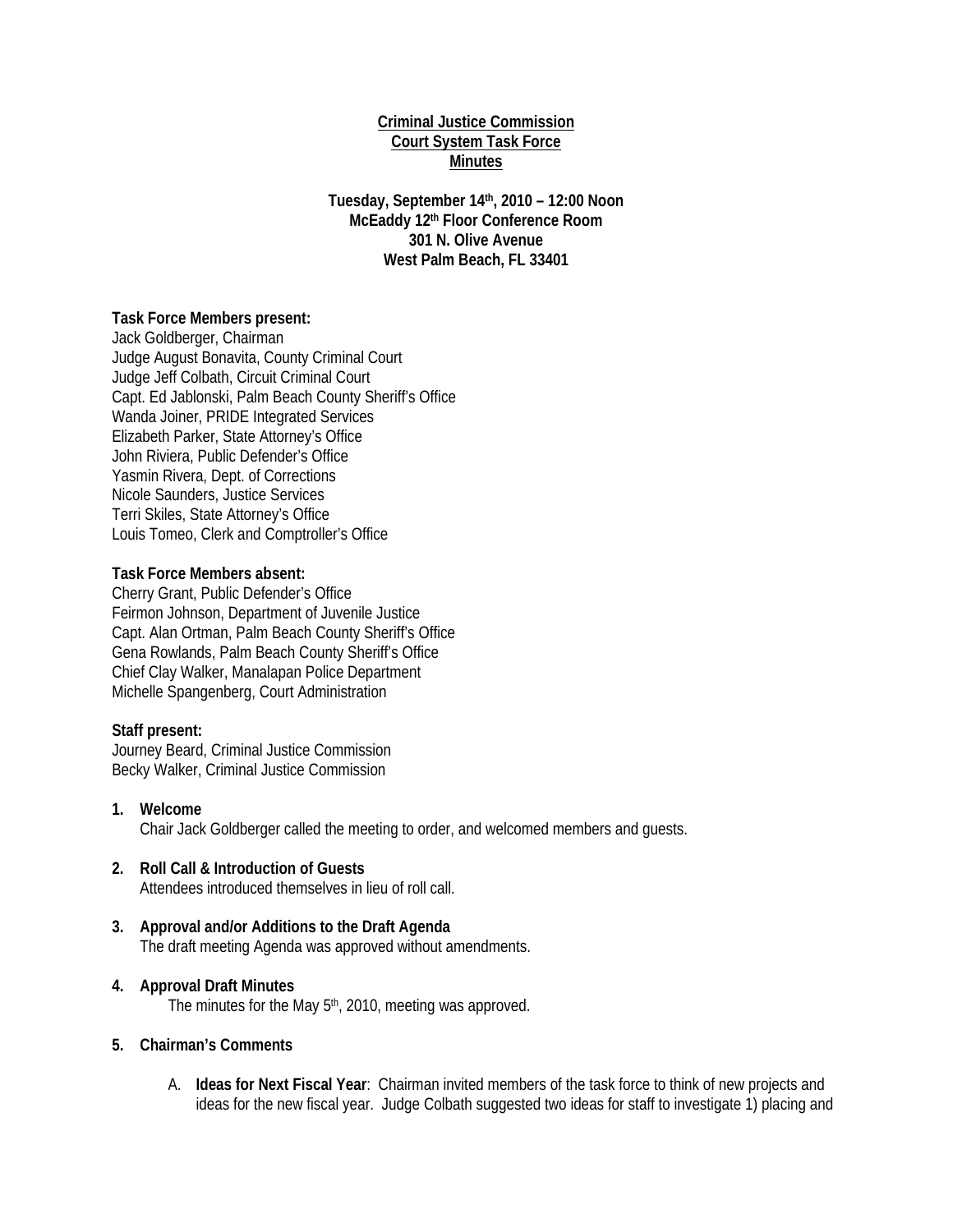**Criminal Justice Commission**
**Court System Task Force**
**Minutes**

**Tuesday, September 14th, 2010 – 12:00 Noon**
**McEaddy 12th Floor Conference Room**
**301 N. Olive Avenue**
**West Palm Beach, FL 33401**

**Task Force Members present:**
Jack Goldberger, Chairman
Judge August Bonavita, County Criminal Court
Judge Jeff Colbath, Circuit Criminal Court
Capt. Ed Jablonski, Palm Beach County Sheriff's Office
Wanda Joiner, PRIDE Integrated Services
Elizabeth Parker, State Attorney's Office
John Riviera, Public Defender's Office
Yasmin Rivera, Dept. of Corrections
Nicole Saunders, Justice Services
Terri Skiles, State Attorney's Office
Louis Tomeo, Clerk and Comptroller's Office

**Task Force Members absent:**
Cherry Grant, Public Defender's Office
Feirmon Johnson, Department of Juvenile Justice
Capt. Alan Ortman, Palm Beach County Sheriff's Office
Gena Rowlands, Palm Beach County Sheriff's Office
Chief Clay Walker, Manalapan Police Department
Michelle Spangenberg, Court Administration

**Staff present:**
Journey Beard, Criminal Justice Commission
Becky Walker, Criminal Justice Commission

1. **Welcome**
   Chair Jack Goldberger called the meeting to order, and welcomed members and guests.

2. **Roll Call & Introduction of Guests**
   Attendees introduced themselves in lieu of roll call.

3. **Approval and/or Additions to the Draft Agenda**
   The draft meeting Agenda was approved without amendments.

4. **Approval Draft Minutes**
   The minutes for the May 5th, 2010, meeting was approved.

5. **Chairman's Comments**

   A. **Ideas for Next Fiscal Year**: Chairman invited members of the task force to think of new projects and ideas for the new fiscal year. Judge Colbath suggested two ideas for staff to investigate 1) placing and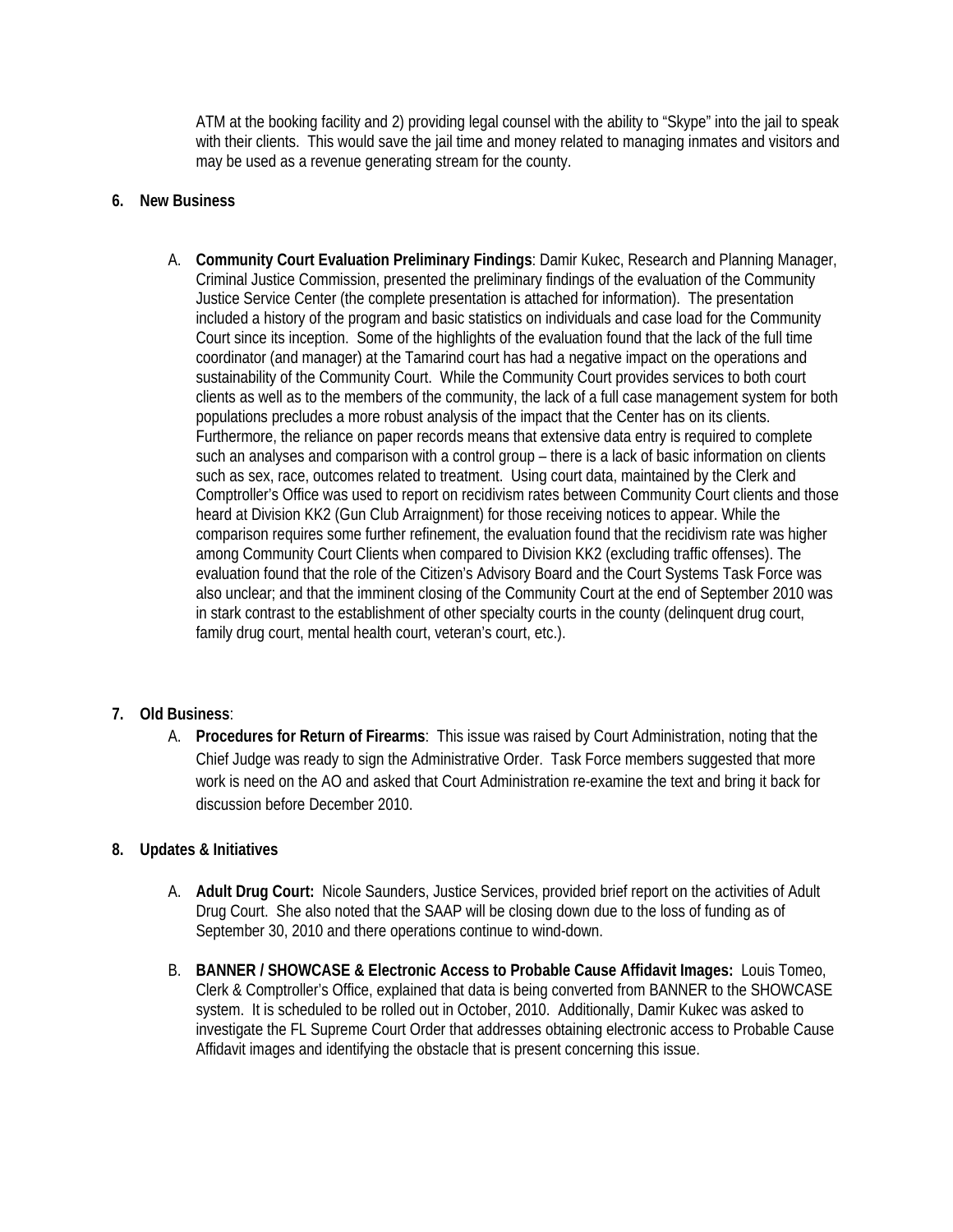ATM at the booking facility and 2) providing legal counsel with the ability to "Skype" into the jail to speak with their clients. This would save the jail time and money related to managing inmates and visitors and may be used as a revenue generating stream for the county.

**6. New Business**

A. **Community Court Evaluation Preliminary Findings**: Damir Kukec, Research and Planning Manager, Criminal Justice Commission, presented the preliminary findings of the evaluation of the Community Justice Service Center (the complete presentation is attached for information). The presentation included a history of the program and basic statistics on individuals and case load for the Community Court since its inception. Some of the highlights of the evaluation found that the lack of the full time coordinator (and manager) at the Tamarind court has had a negative impact on the operations and sustainability of the Community Court. While the Community Court provides services to both court clients as well as to the members of the community, the lack of a full case management system for both populations precludes a more robust analysis of the impact that the Center has on its clients. Furthermore, the reliance on paper records means that extensive data entry is required to complete such an analyses and comparison with a control group – there is a lack of basic information on clients such as sex, race, outcomes related to treatment. Using court data, maintained by the Clerk and Comptroller's Office was used to report on recidivism rates between Community Court clients and those heard at Division KK2 (Gun Club Arraignment) for those receiving notices to appear. While the comparison requires some further refinement, the evaluation found that the recidivism rate was higher among Community Court Clients when compared to Division KK2 (excluding traffic offenses). The evaluation found that the role of the Citizen's Advisory Board and the Court Systems Task Force was also unclear; and that the imminent closing of the Community Court at the end of September 2010 was in stark contrast to the establishment of other specialty courts in the county (delinquent drug court, family drug court, mental health court, veteran's court, etc.).

**7. Old Business**:

A. **Procedures for Return of Firearms**: This issue was raised by Court Administration, noting that the Chief Judge was ready to sign the Administrative Order. Task Force members suggested that more work is need on the AO and asked that Court Administration re-examine the text and bring it back for discussion before December 2010.

**8. Updates & Initiatives**

A. **Adult Drug Court:** Nicole Saunders, Justice Services, provided brief report on the activities of Adult Drug Court. She also noted that the SAAP will be closing down due to the loss of funding as of September 30, 2010 and there operations continue to wind-down.

B. **BANNER / SHOWCASE & Electronic Access to Probable Cause Affidavit Images:** Louis Tomeo, Clerk & Comptroller's Office, explained that data is being converted from BANNER to the SHOWCASE system. It is scheduled to be rolled out in October, 2010. Additionally, Damir Kukec was asked to investigate the FL Supreme Court Order that addresses obtaining electronic access to Probable Cause Affidavit images and identifying the obstacle that is present concerning this issue.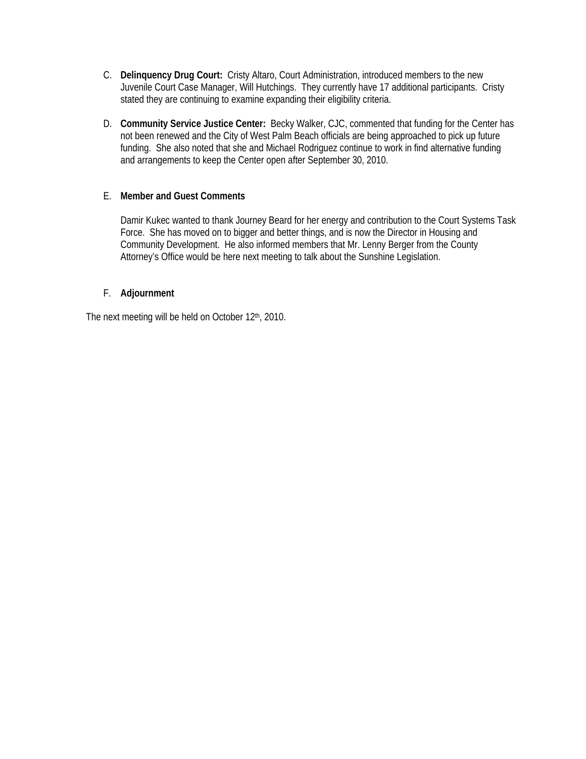C. **Delinquency Drug Court:** Cristy Altaro, Court Administration, introduced members to the new Juvenile Court Case Manager, Will Hutchings. They currently have 17 additional participants. Cristy stated they are continuing to examine expanding their eligibility criteria.

D. **Community Service Justice Center:** Becky Walker, CJC, commented that funding for the Center has not been renewed and the City of West Palm Beach officials are being approached to pick up future funding. She also noted that she and Michael Rodriguez continue to work in find alternative funding and arrangements to keep the Center open after September 30, 2010.

E. **Member and Guest Comments**

Damir Kukec wanted to thank Journey Beard for her energy and contribution to the Court Systems Task Force. She has moved on to bigger and better things, and is now the Director in Housing and Community Development. He also informed members that Mr. Lenny Berger from the County Attorney's Office would be here next meeting to talk about the Sunshine Legislation.

F. **Adjournment**

The next meeting will be held on October 12th, 2010.